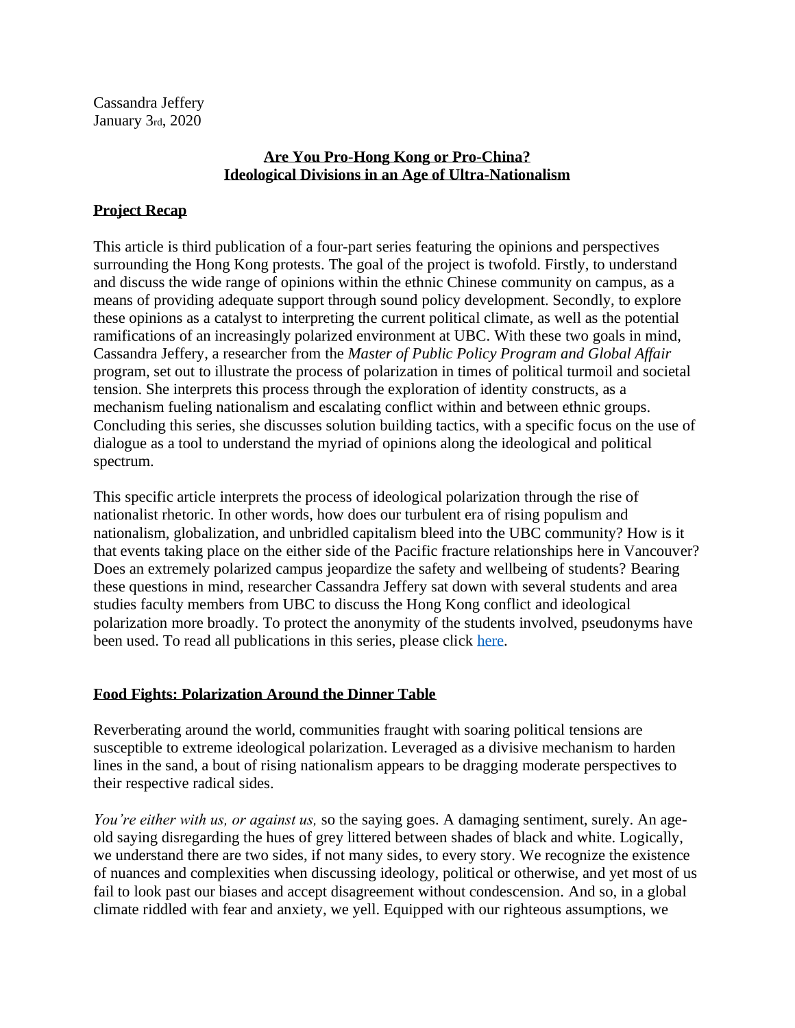Cassandra Jeffery
January 3rd, 2020

## Are You Pro-Hong Kong or Pro-China? Ideological Divisions in an Age of Ultra-Nationalism

### Project Recap

This article is third publication of a four-part series featuring the opinions and perspectives surrounding the Hong Kong protests. The goal of the project is twofold. Firstly, to understand and discuss the wide range of opinions within the ethnic Chinese community on campus, as a means of providing adequate support through sound policy development. Secondly, to explore these opinions as a catalyst to interpreting the current political climate, as well as the potential ramifications of an increasingly polarized environment at UBC. With these two goals in mind, Cassandra Jeffery, a researcher from the *Master of Public Policy Program and Global Affair* program, set out to illustrate the process of polarization in times of political turmoil and societal tension. She interprets this process through the exploration of identity constructs, as a mechanism fueling nationalism and escalating conflict within and between ethnic groups. Concluding this series, she discusses solution building tactics, with a specific focus on the use of dialogue as a tool to understand the myriad of opinions along the ideological and political spectrum.

This specific article interprets the process of ideological polarization through the rise of nationalist rhetoric. In other words, how does our turbulent era of rising populism and nationalism, globalization, and unbridled capitalism bleed into the UBC community? How is it that events taking place on the either side of the Pacific fracture relationships here in Vancouver? Does an extremely polarized campus jeopardize the safety and wellbeing of students? Bearing these questions in mind, researcher Cassandra Jeffery sat down with several students and area studies faculty members from UBC to discuss the Hong Kong conflict and ideological polarization more broadly. To protect the anonymity of the students involved, pseudonyms have been used. To read all publications in this series, please click [here](#).

### Food Fights: Polarization Around the Dinner Table

Reverberating around the world, communities fraught with soaring political tensions are susceptible to extreme ideological polarization. Leveraged as a divisive mechanism to harden lines in the sand, a bout of rising nationalism appears to be dragging moderate perspectives to their respective radical sides.

*You're either with us, or against us,* so the saying goes. A damaging sentiment, surely. An age-old saying disregarding the hues of grey littered between shades of black and white. Logically, we understand there are two sides, if not many sides, to every story. We recognize the existence of nuances and complexities when discussing ideology, political or otherwise, and yet most of us fail to look past our biases and accept disagreement without condescension. And so, in a global climate riddled with fear and anxiety, we yell. Equipped with our righteous assumptions, we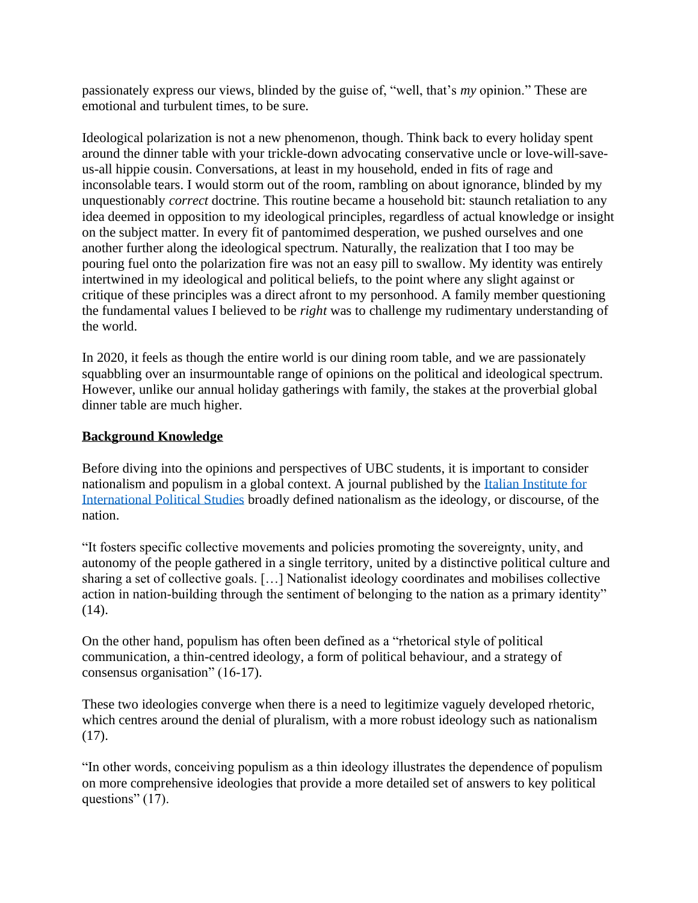passionately express our views, blinded by the guise of, "well, that's *my* opinion." These are emotional and turbulent times, to be sure.

Ideological polarization is not a new phenomenon, though. Think back to every holiday spent around the dinner table with your trickle-down advocating conservative uncle or love-will-save-us-all hippie cousin. Conversations, at least in my household, ended in fits of rage and inconsolable tears. I would storm out of the room, rambling on about ignorance, blinded by my unquestionably *correct* doctrine. This routine became a household bit: staunch retaliation to any idea deemed in opposition to my ideological principles, regardless of actual knowledge or insight on the subject matter. In every fit of pantomimed desperation, we pushed ourselves and one another further along the ideological spectrum. Naturally, the realization that I too may be pouring fuel onto the polarization fire was not an easy pill to swallow. My identity was entirely intertwined in my ideological and political beliefs, to the point where any slight against or critique of these principles was a direct afront to my personhood. A family member questioning the fundamental values I believed to be *right* was to challenge my rudimentary understanding of the world.

In 2020, it feels as though the entire world is our dining room table, and we are passionately squabbling over an insurmountable range of opinions on the political and ideological spectrum. However, unlike our annual holiday gatherings with family, the stakes at the proverbial global dinner table are much higher.

## Background Knowledge

Before diving into the opinions and perspectives of UBC students, it is important to consider nationalism and populism in a global context. A journal published by the Italian Institute for International Political Studies broadly defined nationalism as the ideology, or discourse, of the nation.

"It fosters specific collective movements and policies promoting the sovereignty, unity, and autonomy of the people gathered in a single territory, united by a distinctive political culture and sharing a set of collective goals. […] Nationalist ideology coordinates and mobilises collective action in nation-building through the sentiment of belonging to the nation as a primary identity" (14).

On the other hand, populism has often been defined as a "rhetorical style of political communication, a thin-centred ideology, a form of political behaviour, and a strategy of consensus organisation" (16-17).

These two ideologies converge when there is a need to legitimize vaguely developed rhetoric, which centres around the denial of pluralism, with a more robust ideology such as nationalism (17).

"In other words, conceiving populism as a thin ideology illustrates the dependence of populism on more comprehensive ideologies that provide a more detailed set of answers to key political questions" (17).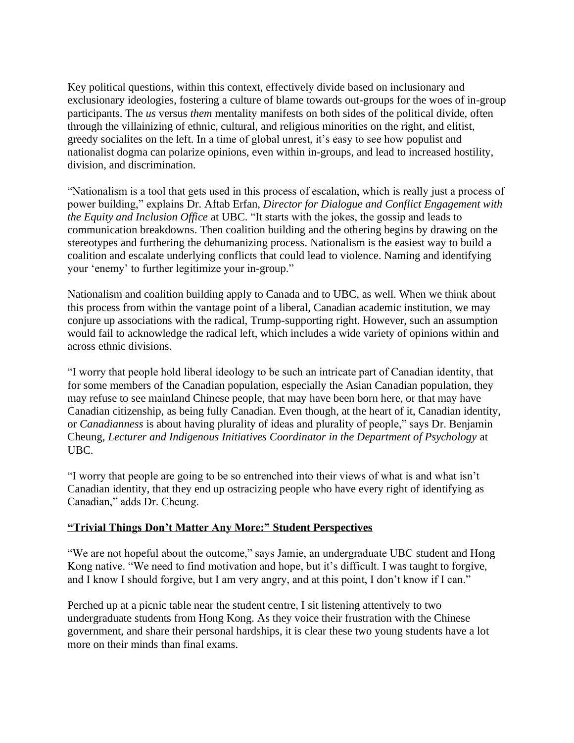Key political questions, within this context, effectively divide based on inclusionary and exclusionary ideologies, fostering a culture of blame towards out-groups for the woes of in-group participants. The *us* versus *them* mentality manifests on both sides of the political divide, often through the villainizing of ethnic, cultural, and religious minorities on the right, and elitist, greedy socialites on the left. In a time of global unrest, it's easy to see how populist and nationalist dogma can polarize opinions, even within in-groups, and lead to increased hostility, division, and discrimination.

"Nationalism is a tool that gets used in this process of escalation, which is really just a process of power building," explains Dr. Aftab Erfan, *Director for Dialogue and Conflict Engagement with the Equity and Inclusion Office* at UBC. "It starts with the jokes, the gossip and leads to communication breakdowns. Then coalition building and the othering begins by drawing on the stereotypes and furthering the dehumanizing process. Nationalism is the easiest way to build a coalition and escalate underlying conflicts that could lead to violence. Naming and identifying your 'enemy' to further legitimize your in-group."

Nationalism and coalition building apply to Canada and to UBC, as well. When we think about this process from within the vantage point of a liberal, Canadian academic institution, we may conjure up associations with the radical, Trump-supporting right. However, such an assumption would fail to acknowledge the radical left, which includes a wide variety of opinions within and across ethnic divisions.

"I worry that people hold liberal ideology to be such an intricate part of Canadian identity, that for some members of the Canadian population, especially the Asian Canadian population, they may refuse to see mainland Chinese people, that may have been born here, or that may have Canadian citizenship, as being fully Canadian. Even though, at the heart of it, Canadian identity, or *Canadianness* is about having plurality of ideas and plurality of people," says Dr. Benjamin Cheung, *Lecturer and Indigenous Initiatives Coordinator in the Department of Psychology* at UBC.

"I worry that people are going to be so entrenched into their views of what is and what isn't Canadian identity, that they end up ostracizing people who have every right of identifying as Canadian," adds Dr. Cheung.

## **"Trivial Things Don't Matter Any More:" Student Perspectives**

"We are not hopeful about the outcome," says Jamie, an undergraduate UBC student and Hong Kong native. "We need to find motivation and hope, but it's difficult. I was taught to forgive, and I know I should forgive, but I am very angry, and at this point, I don't know if I can."

Perched up at a picnic table near the student centre, I sit listening attentively to two undergraduate students from Hong Kong. As they voice their frustration with the Chinese government, and share their personal hardships, it is clear these two young students have a lot more on their minds than final exams.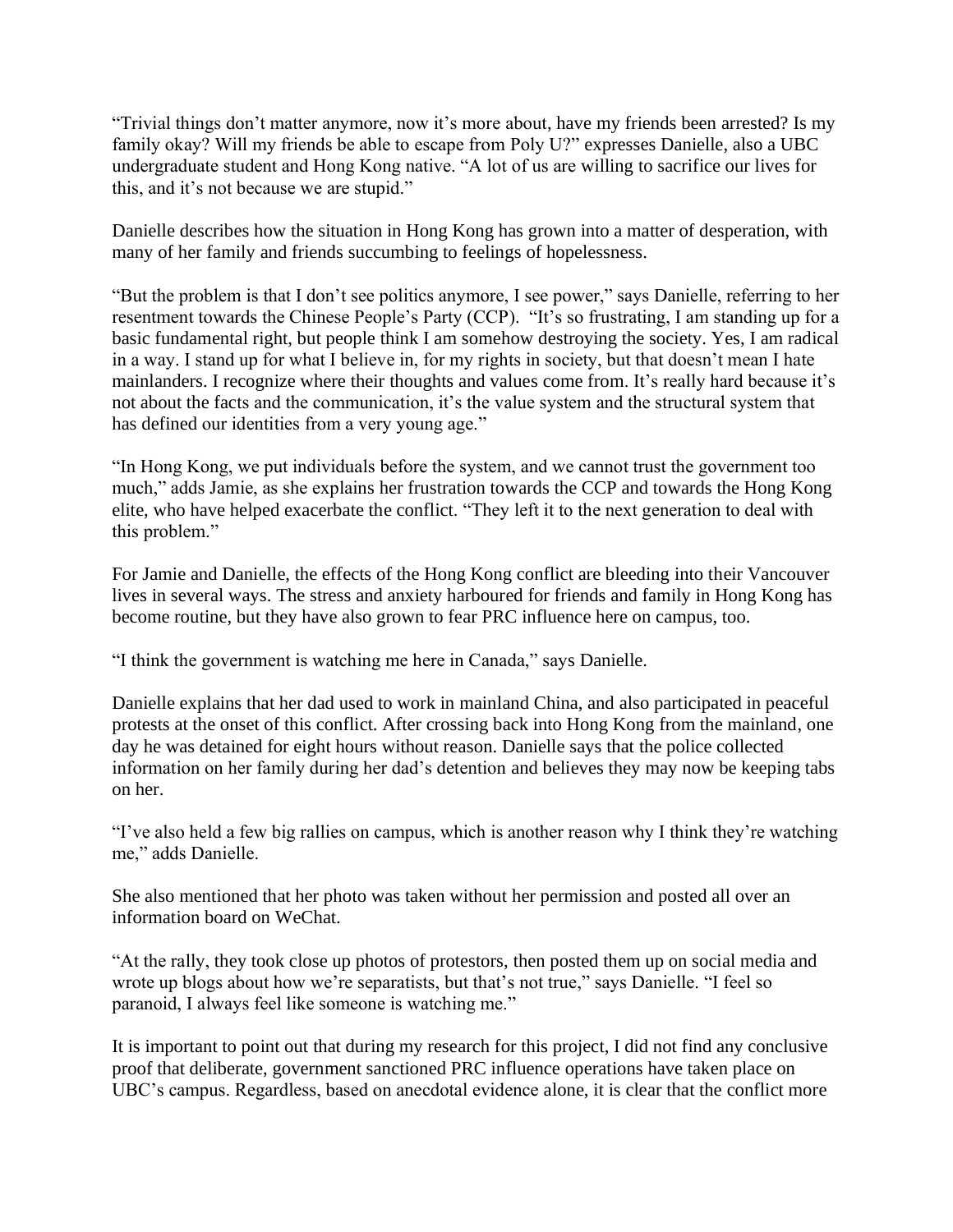"Trivial things don't matter anymore, now it's more about, have my friends been arrested? Is my family okay? Will my friends be able to escape from Poly U?" expresses Danielle, also a UBC undergraduate student and Hong Kong native. "A lot of us are willing to sacrifice our lives for this, and it's not because we are stupid."

Danielle describes how the situation in Hong Kong has grown into a matter of desperation, with many of her family and friends succumbing to feelings of hopelessness.

"But the problem is that I don't see politics anymore, I see power," says Danielle, referring to her resentment towards the Chinese People's Party (CCP). "It's so frustrating, I am standing up for a basic fundamental right, but people think I am somehow destroying the society. Yes, I am radical in a way. I stand up for what I believe in, for my rights in society, but that doesn't mean I hate mainlanders. I recognize where their thoughts and values come from. It's really hard because it's not about the facts and the communication, it's the value system and the structural system that has defined our identities from a very young age."

"In Hong Kong, we put individuals before the system, and we cannot trust the government too much," adds Jamie, as she explains her frustration towards the CCP and towards the Hong Kong elite, who have helped exacerbate the conflict. "They left it to the next generation to deal with this problem."

For Jamie and Danielle, the effects of the Hong Kong conflict are bleeding into their Vancouver lives in several ways. The stress and anxiety harboured for friends and family in Hong Kong has become routine, but they have also grown to fear PRC influence here on campus, too.

"I think the government is watching me here in Canada," says Danielle.

Danielle explains that her dad used to work in mainland China, and also participated in peaceful protests at the onset of this conflict. After crossing back into Hong Kong from the mainland, one day he was detained for eight hours without reason. Danielle says that the police collected information on her family during her dad's detention and believes they may now be keeping tabs on her.

"I've also held a few big rallies on campus, which is another reason why I think they're watching me," adds Danielle.

She also mentioned that her photo was taken without her permission and posted all over an information board on WeChat.

"At the rally, they took close up photos of protestors, then posted them up on social media and wrote up blogs about how we're separatists, but that's not true," says Danielle. "I feel so paranoid, I always feel like someone is watching me."

It is important to point out that during my research for this project, I did not find any conclusive proof that deliberate, government sanctioned PRC influence operations have taken place on UBC's campus. Regardless, based on anecdotal evidence alone, it is clear that the conflict more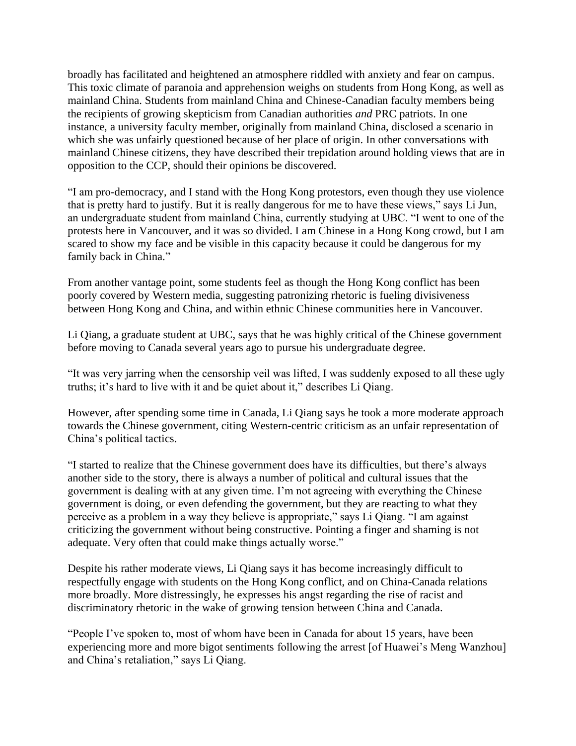broadly has facilitated and heightened an atmosphere riddled with anxiety and fear on campus. This toxic climate of paranoia and apprehension weighs on students from Hong Kong, as well as mainland China. Students from mainland China and Chinese-Canadian faculty members being the recipients of growing skepticism from Canadian authorities *and* PRC patriots. In one instance, a university faculty member, originally from mainland China, disclosed a scenario in which she was unfairly questioned because of her place of origin. In other conversations with mainland Chinese citizens, they have described their trepidation around holding views that are in opposition to the CCP, should their opinions be discovered.

"I am pro-democracy, and I stand with the Hong Kong protestors, even though they use violence that is pretty hard to justify. But it is really dangerous for me to have these views," says Li Jun, an undergraduate student from mainland China, currently studying at UBC. "I went to one of the protests here in Vancouver, and it was so divided. I am Chinese in a Hong Kong crowd, but I am scared to show my face and be visible in this capacity because it could be dangerous for my family back in China."

From another vantage point, some students feel as though the Hong Kong conflict has been poorly covered by Western media, suggesting patronizing rhetoric is fueling divisiveness between Hong Kong and China, and within ethnic Chinese communities here in Vancouver.

Li Qiang, a graduate student at UBC, says that he was highly critical of the Chinese government before moving to Canada several years ago to pursue his undergraduate degree.

"It was very jarring when the censorship veil was lifted, I was suddenly exposed to all these ugly truths; it's hard to live with it and be quiet about it," describes Li Qiang.

However, after spending some time in Canada, Li Qiang says he took a more moderate approach towards the Chinese government, citing Western-centric criticism as an unfair representation of China's political tactics.

"I started to realize that the Chinese government does have its difficulties, but there's always another side to the story, there is always a number of political and cultural issues that the government is dealing with at any given time. I'm not agreeing with everything the Chinese government is doing, or even defending the government, but they are reacting to what they perceive as a problem in a way they believe is appropriate," says Li Qiang. "I am against criticizing the government without being constructive. Pointing a finger and shaming is not adequate. Very often that could make things actually worse."

Despite his rather moderate views, Li Qiang says it has become increasingly difficult to respectfully engage with students on the Hong Kong conflict, and on China-Canada relations more broadly. More distressingly, he expresses his angst regarding the rise of racist and discriminatory rhetoric in the wake of growing tension between China and Canada.

"People I've spoken to, most of whom have been in Canada for about 15 years, have been experiencing more and more bigot sentiments following the arrest [of Huawei's Meng Wanzhou] and China's retaliation," says Li Qiang.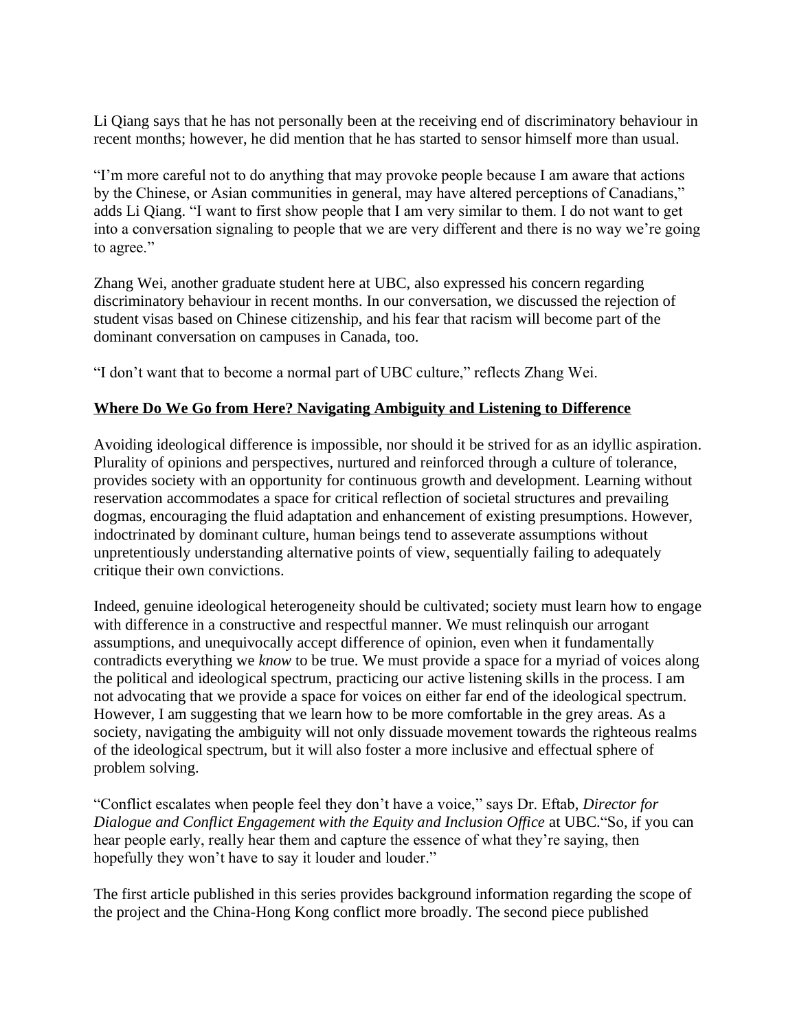Li Qiang says that he has not personally been at the receiving end of discriminatory behaviour in recent months; however, he did mention that he has started to sensor himself more than usual.

"I'm more careful not to do anything that may provoke people because I am aware that actions by the Chinese, or Asian communities in general, may have altered perceptions of Canadians," adds Li Qiang. "I want to first show people that I am very similar to them. I do not want to get into a conversation signaling to people that we are very different and there is no way we're going to agree."

Zhang Wei, another graduate student here at UBC, also expressed his concern regarding discriminatory behaviour in recent months. In our conversation, we discussed the rejection of student visas based on Chinese citizenship, and his fear that racism will become part of the dominant conversation on campuses in Canada, too.

"I don't want that to become a normal part of UBC culture," reflects Zhang Wei.

**Where Do We Go from Here? Navigating Ambiguity and Listening to Difference**

Avoiding ideological difference is impossible, nor should it be strived for as an idyllic aspiration. Plurality of opinions and perspectives, nurtured and reinforced through a culture of tolerance, provides society with an opportunity for continuous growth and development. Learning without reservation accommodates a space for critical reflection of societal structures and prevailing dogmas, encouraging the fluid adaptation and enhancement of existing presumptions. However, indoctrinated by dominant culture, human beings tend to asseverate assumptions without unpretentiously understanding alternative points of view, sequentially failing to adequately critique their own convictions.

Indeed, genuine ideological heterogeneity should be cultivated; society must learn how to engage with difference in a constructive and respectful manner. We must relinquish our arrogant assumptions, and unequivocally accept difference of opinion, even when it fundamentally contradicts everything we *know* to be true. We must provide a space for a myriad of voices along the political and ideological spectrum, practicing our active listening skills in the process. I am not advocating that we provide a space for voices on either far end of the ideological spectrum. However, I am suggesting that we learn how to be more comfortable in the grey areas. As a society, navigating the ambiguity will not only dissuade movement towards the righteous realms of the ideological spectrum, but it will also foster a more inclusive and effectual sphere of problem solving.

"Conflict escalates when people feel they don't have a voice," says Dr. Eftab, *Director for Dialogue and Conflict Engagement with the Equity and Inclusion Office* at UBC."So, if you can hear people early, really hear them and capture the essence of what they're saying, then hopefully they won't have to say it louder and louder."

The first article published in this series provides background information regarding the scope of the project and the China-Hong Kong conflict more broadly. The second piece published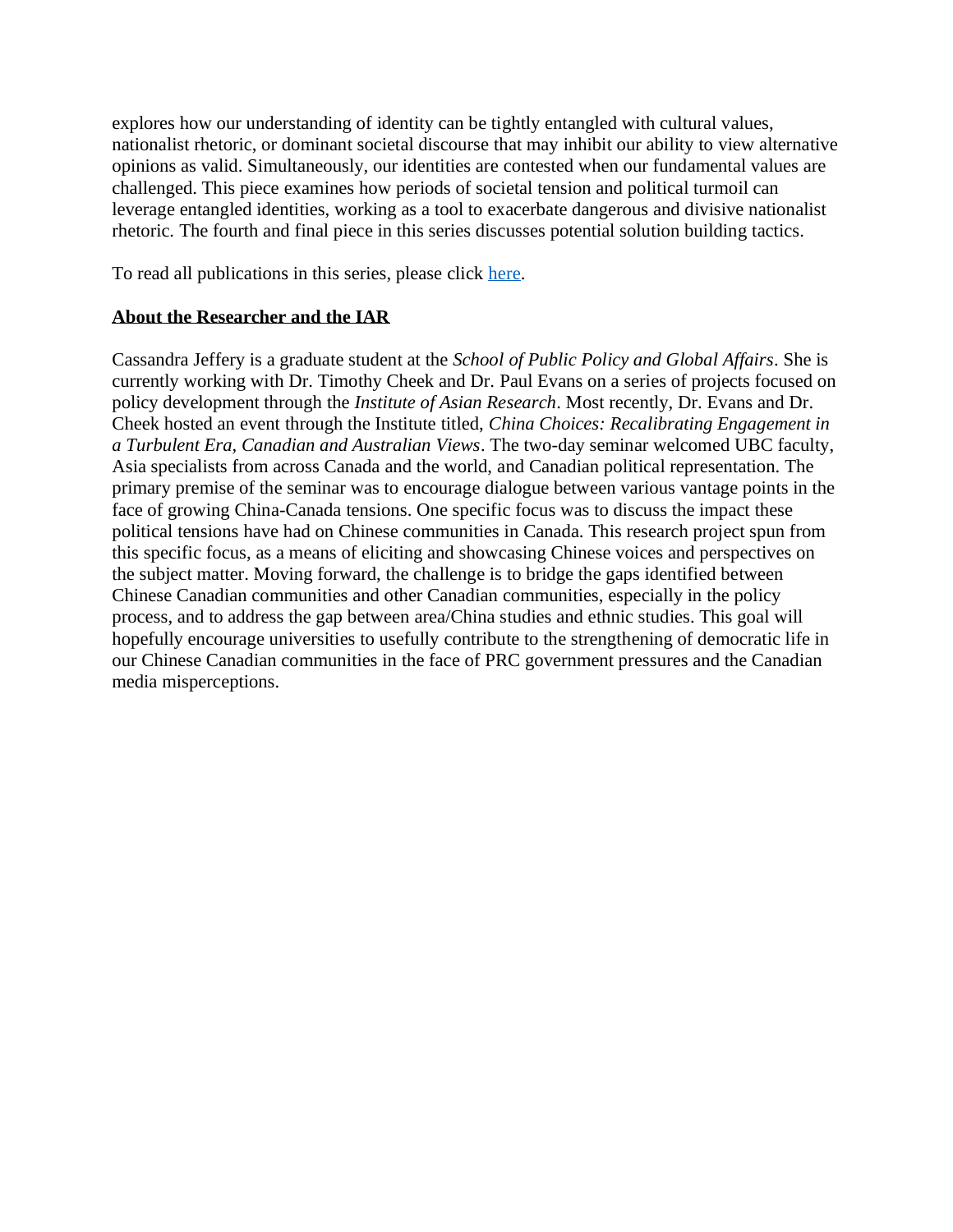explores how our understanding of identity can be tightly entangled with cultural values, nationalist rhetoric, or dominant societal discourse that may inhibit our ability to view alternative opinions as valid. Simultaneously, our identities are contested when our fundamental values are challenged. This piece examines how periods of societal tension and political turmoil can leverage entangled identities, working as a tool to exacerbate dangerous and divisive nationalist rhetoric. The fourth and final piece in this series discusses potential solution building tactics.

To read all publications in this series, please click [here](#).

**About the Researcher and the IAR**

Cassandra Jeffery is a graduate student at the *School of Public Policy and Global Affairs*. She is currently working with Dr. Timothy Cheek and Dr. Paul Evans on a series of projects focused on policy development through the *Institute of Asian Research*. Most recently, Dr. Evans and Dr. Cheek hosted an event through the Institute titled, *China Choices: Recalibrating Engagement in a Turbulent Era, Canadian and Australian Views*. The two-day seminar welcomed UBC faculty, Asia specialists from across Canada and the world, and Canadian political representation. The primary premise of the seminar was to encourage dialogue between various vantage points in the face of growing China-Canada tensions. One specific focus was to discuss the impact these political tensions have had on Chinese communities in Canada. This research project spun from this specific focus, as a means of eliciting and showcasing Chinese voices and perspectives on the subject matter. Moving forward, the challenge is to bridge the gaps identified between Chinese Canadian communities and other Canadian communities, especially in the policy process, and to address the gap between area/China studies and ethnic studies. This goal will hopefully encourage universities to usefully contribute to the strengthening of democratic life in our Chinese Canadian communities in the face of PRC government pressures and the Canadian media misperceptions.